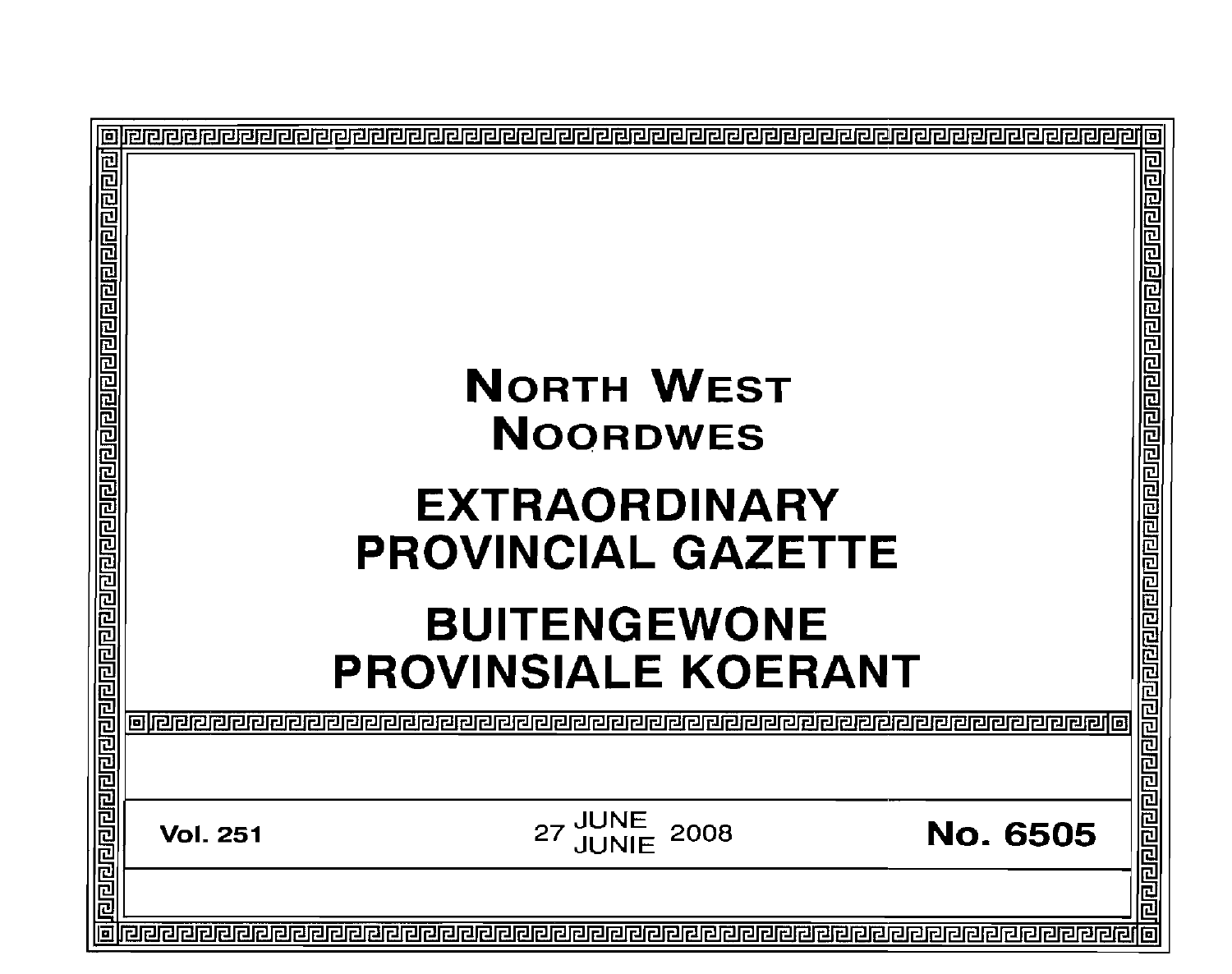# NORTH WEST
# NOORDWES

# EXTRAORDINARY PROVINCIAL GAZETTE

# BUITENGEWONE PROVINSIALE KOERANT

**Vol. 251** 27 JUNE JUNIE 2008 **No. 6505**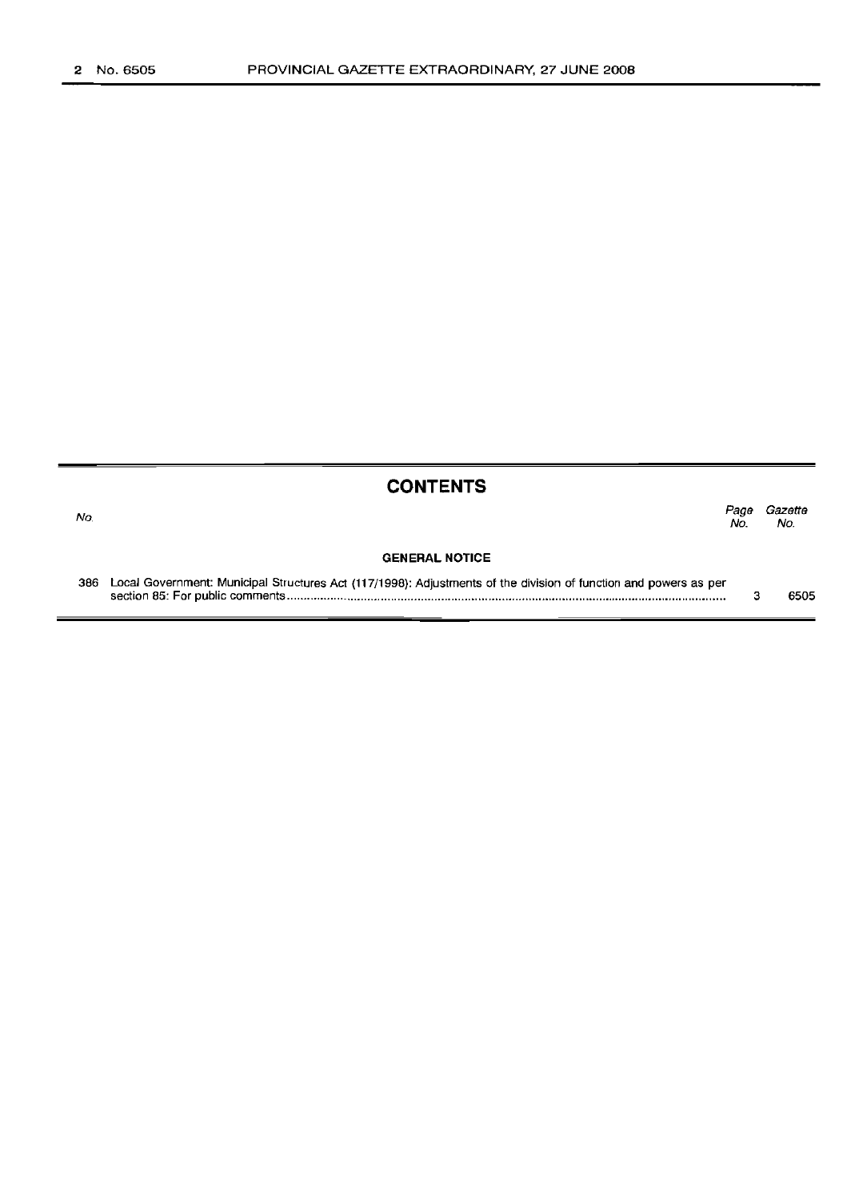## CONTENTS

| No. | | Page No. | Gazette No. |
|---|---|---|---|
| | **GENERAL NOTICE** | | |
| 386 | Local Government: Municipal Structures Act (117/1998): Adjustments of the division of function and powers as per section 85: For public comments | 3 | 6505 |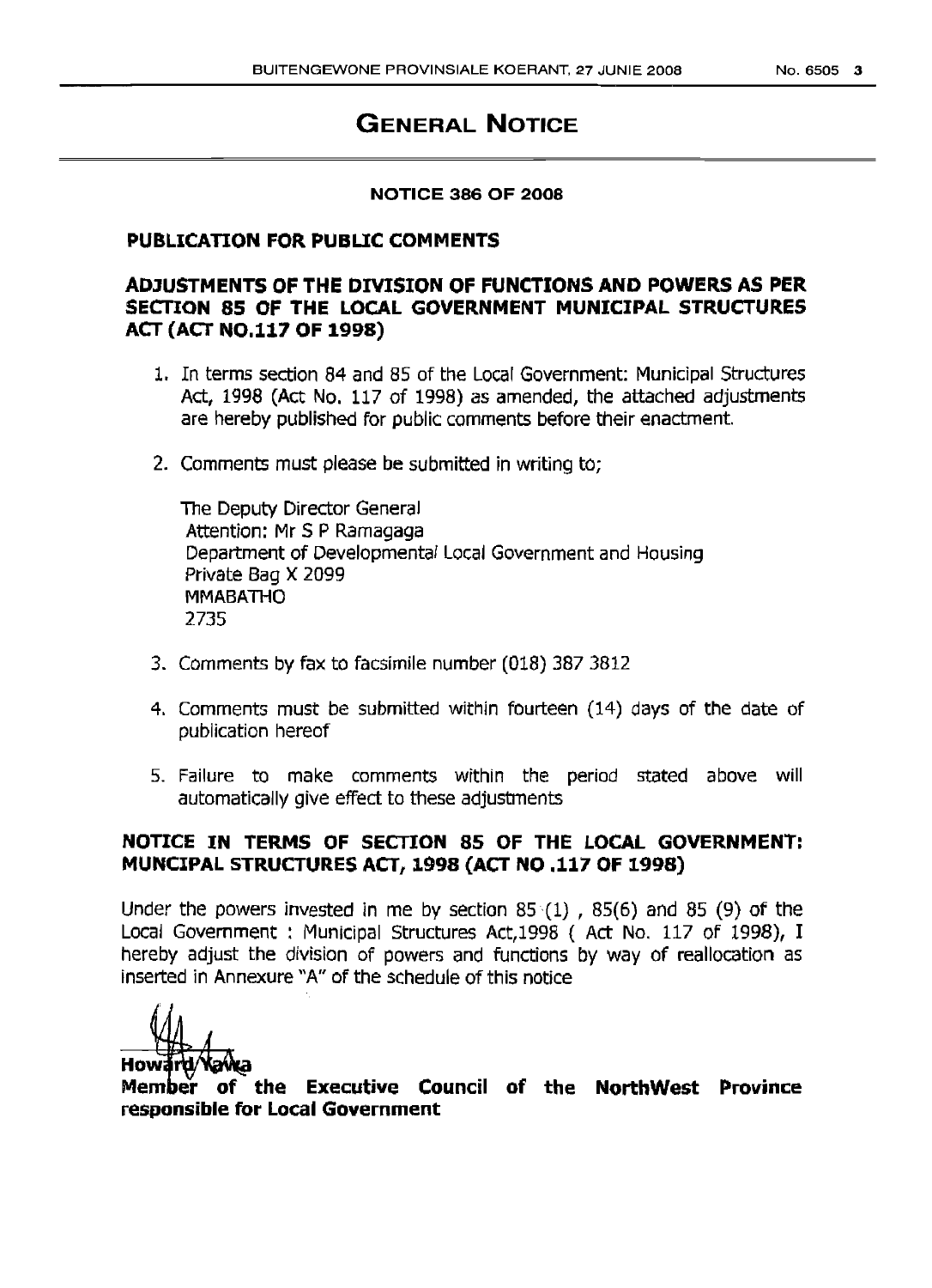# GENERAL NOTICE

**NOTICE 386 OF 2008**

**PUBLICATION FOR PUBLIC COMMENTS**

## ADJUSTMENTS OF THE DIVISION OF FUNCTIONS AND POWERS AS PER SECTION 85 OF THE LOCAL GOVERNMENT MUNICIPAL STRUCTURES ACT (ACT NO.117 OF 1998)

1. In terms section 84 and 85 of the Local Government: Municipal Structures Act, 1998 (Act No. 117 of 1998) as amended, the attached adjustments are hereby published for public comments before their enactment.

2. Comments must please be submitted in writing to;

   The Deputy Director General
   Attention: Mr S P Ramagaga
   Department of Developmental Local Government and Housing
   Private Bag X 2099
   MMABATHO
   2735

3. Comments by fax to facsimile number (018) 387 3812

4. Comments must be submitted within fourteen (14) days of the date of publication hereof

5. Failure to make comments within the period stated above will automatically give effect to these adjustments

## NOTICE IN TERMS OF SECTION 85 OF THE LOCAL GOVERNMENT: MUNCIPAL STRUCTURES ACT, 1998 (ACT NO .117 OF 1998)

Under the powers invested in me by section 85 (1) , 85(6) and 85 (9) of the Local Government : Municipal Structures Act,1998 ( Act No. 117 of 1998), I hereby adjust the division of powers and functions by way of reallocation as inserted in Annexure "A" of the schedule of this notice

**Howard Yawa**
**Member of the Executive Council of the NorthWest Province responsible for Local Government**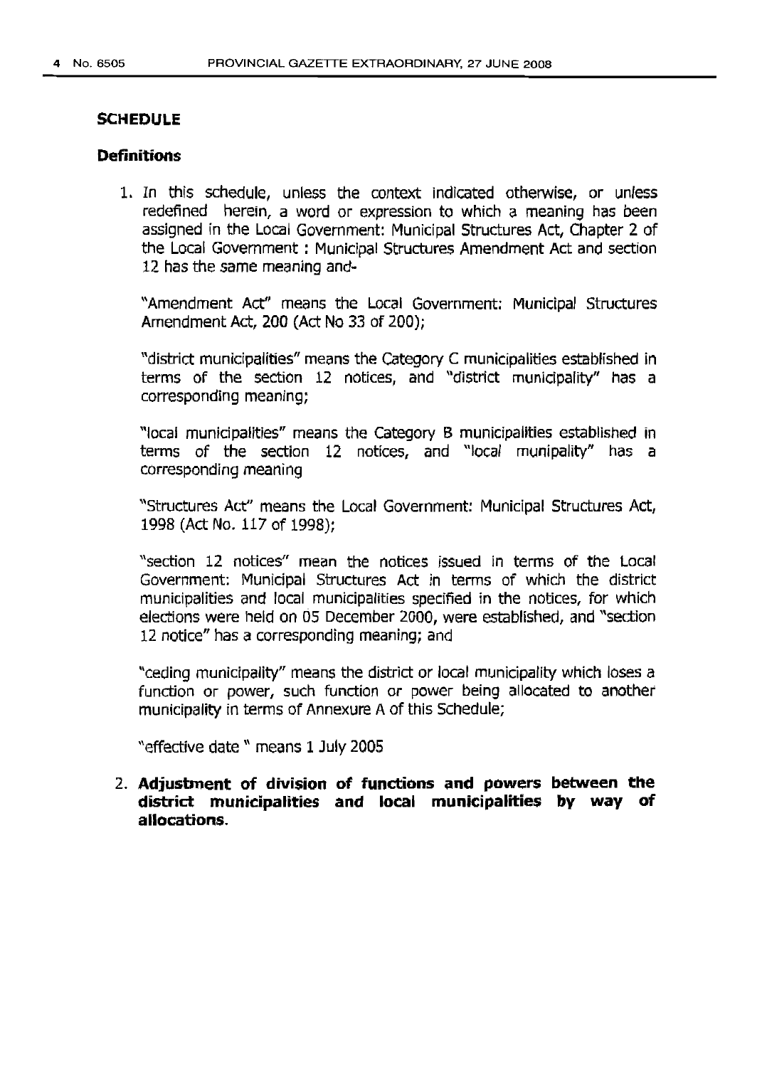## SCHEDULE

### Definitions

1. In this schedule, unless the context indicated otherwise, or unless redefined herein, a word or expression to which a meaning has been assigned in the Local Government: Municipal Structures Act, Chapter 2 of the Local Government : Municipal Structures Amendment Act and section 12 has the same meaning and-

   "Amendment Act" means the Local Government: Municipal Structures Amendment Act, 200 (Act No 33 of 200);

   "district municipalities" means the Category C municipalities established in terms of the section 12 notices, and "district municipality" has a corresponding meaning;

   "local municipalities" means the Category B municipalities established in terms of the section 12 notices, and "local munipality" has a corresponding meaning

   "Structures Act" means the Local Government: Municipal Structures Act, 1998 (Act No. 117 of 1998);

   "section 12 notices" mean the notices issued in terms of the Local Government: Municipal Structures Act in terms of which the district municipalities and local municipalities specified in the notices, for which elections were held on 05 December 2000, were established, and "section 12 notice" has a corresponding meaning; and

   "ceding municipality" means the district or local municipality which loses a function or power, such function or power being allocated to another municipality in terms of Annexure A of this Schedule;

   "effective date " means 1 July 2005

2. **Adjustment of division of functions and powers between the district municipalities and local municipalities by way of allocations.**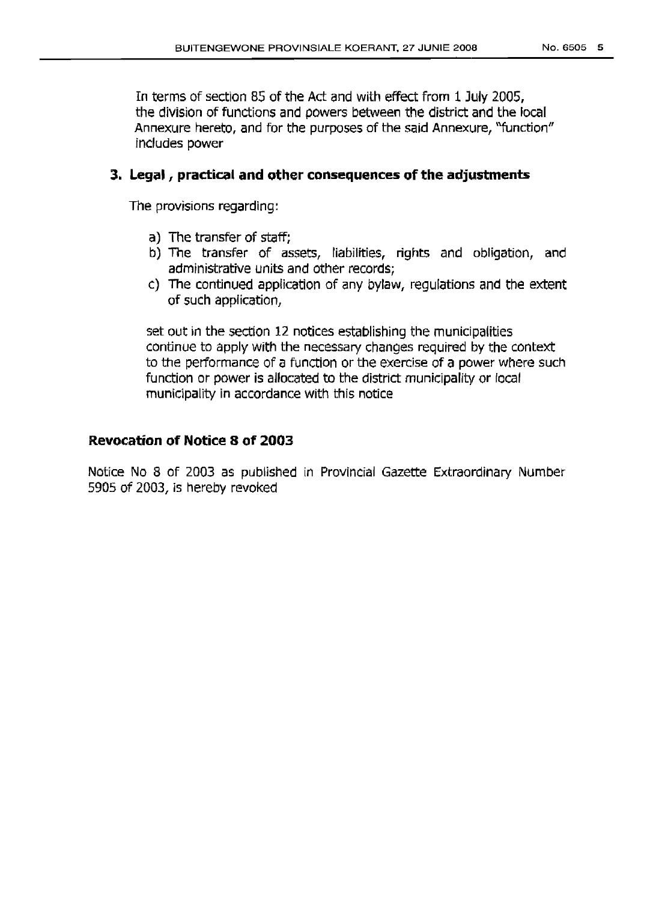In terms of section 85 of the Act and with effect from 1 July 2005, the division of functions and powers between the district and the local Annexure hereto, and for the purposes of the said Annexure, "function" includes power

## 3. Legal , practical and other consequences of the adjustments

The provisions regarding:

a) The transfer of staff;
b) The transfer of assets, liabilities, rights and obligation, and administrative units and other records;
c) The continued application of any bylaw, regulations and the extent of such application,

set out in the section 12 notices establishing the municipalities continue to apply with the necessary changes required by the context to the performance of a function or the exercise of a power where such function or power is allocated to the district municipality or local municipality in accordance with this notice

## Revocation of Notice 8 of 2003

Notice No 8 of 2003 as published in Provincial Gazette Extraordinary Number 5905 of 2003, is hereby revoked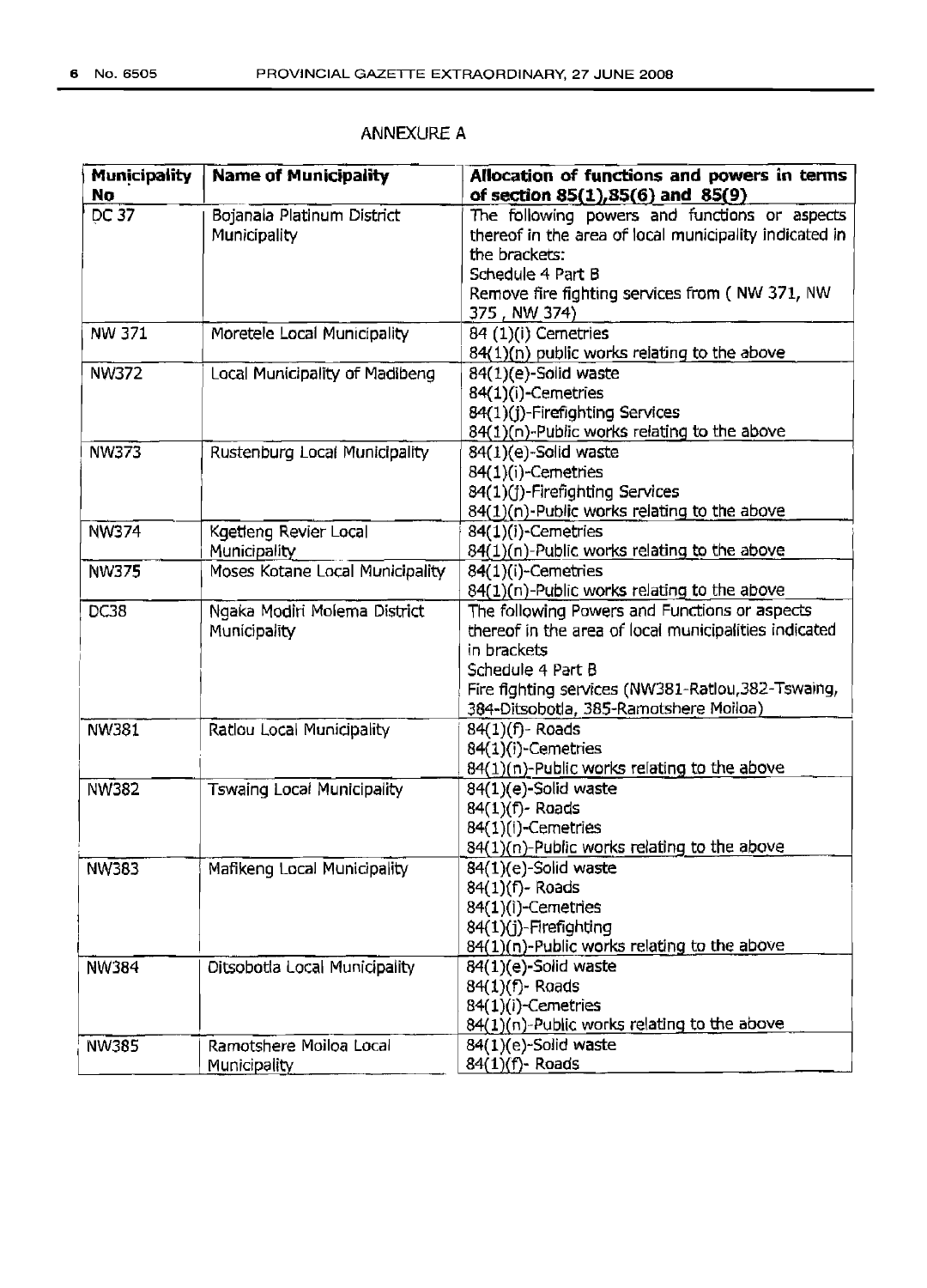## ANNEXURE A

| Municipality No | Name of Municipality | Allocation of functions and powers in terms of section 85(1),85(6) and 85(9) |
|---|---|---|
| DC 37 | Bojanala Platinum District Municipality | The following powers and functions or aspects thereof in the area of local municipality indicated in the brackets:<br>Schedule 4 Part B<br>Remove fire fighting services from ( NW 371, NW 375 , NW 374) |
| NW 371 | Moretele Local Municipality | 84 (1)(i) Cemetries<br>84(1)(n) public works relating to the above |
| NW372 | Local Municipality of Madibeng | 84(1)(e)-Solid waste<br>84(1)(i)-Cemetries<br>84(1)(j)-Firefighting Services<br>84(1)(n)-Public works relating to the above |
| NW373 | Rustenburg Local Municipality | 84(1)(e)-Solid waste<br>84(1)(i)-Cemetries<br>84(1)(j)-Firefighting Services<br>84(1)(n)-Public works relating to the above |
| NW374 | Kgetleng Revier Local Municipality | 84(1)(i)-Cemetries<br>84(1)(n)-Public works relating to the above |
| NW375 | Moses Kotane Local Municipality | 84(1)(i)-Cemetries<br>84(1)(n)-Public works relating to the above |
| DC38 | Ngaka Modiri Molema District Municipality | The following Powers and Functions or aspects thereof in the area of local municipalities indicated in brackets<br>Schedule 4 Part B<br>Fire fighting services (NW381-Ratlou,382-Tswaing, 384-Ditsobotla, 385-Ramotshere Moiloa) |
| NW381 | Ratlou Local Municipality | 84(1)(f)- Roads<br>84(1)(i)-Cemetries<br>84(1)(n)-Public works relating to the above |
| NW382 | Tswaing Local Municipality | 84(1)(e)-Solid waste<br>84(1)(f)- Roads<br>84(1)(i)-Cemetries<br>84(1)(n)-Public works relating to the above |
| NW383 | Mafikeng Local Municipality | 84(1)(e)-Solid waste<br>84(1)(f)- Roads<br>84(1)(i)-Cemetries<br>84(1)(j)-Firefighting<br>84(1)(n)-Public works relating to the above |
| NW384 | Ditsobotla Local Municipality | 84(1)(e)-Solid waste<br>84(1)(f)- Roads<br>84(1)(i)-Cemetries<br>84(1)(n)-Public works relating to the above |
| NW385 | Ramotshere Moiloa Local Municipality | 84(1)(e)-Solid waste<br>84(1)(f)- Roads |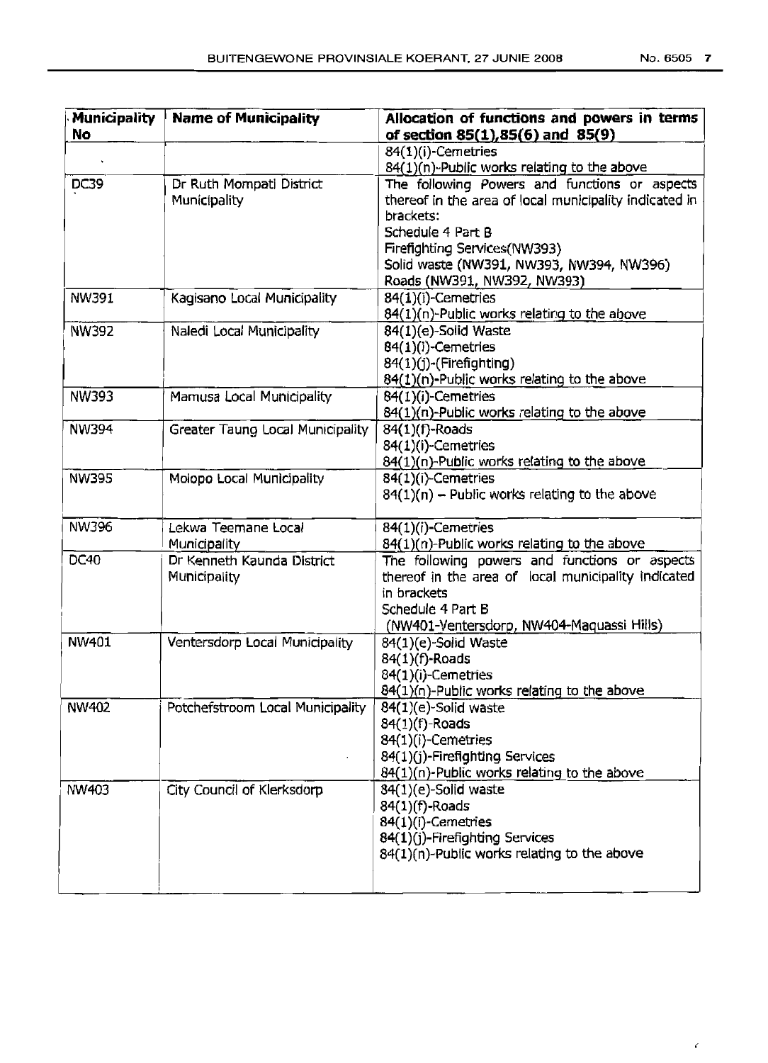| Municipality No | Name of Municipality | Allocation of functions and powers in terms of section 85(1),85(6) and 85(9) |
|---|---|---|
| | | 84(1)(i)-Cemetries<br>84(1)(n)-Public works relating to the above |
| DC39 | Dr Ruth Mompati District Municipality | The following Powers and functions or aspects thereof in the area of local municipality indicated in brackets:<br>Schedule 4 Part B<br>Firefighting Services(NW393)<br>Solid waste (NW391, NW393, NW394, NW396)<br>Roads (NW391, NW392, NW393) |
| NW391 | Kagisano Local Municipality | 84(1)(i)-Cemetries<br>84(1)(n)-Public works relating to the above |
| NW392 | Naledi Local Municipality | 84(1)(e)-Solid Waste<br>84(1)(i)-Cemetries<br>84(1)(j)-(Firefighting)<br>84(1)(n)-Public works relating to the above |
| NW393 | Mamusa Local Municipality | 84(1)(i)-Cemetries<br>84(1)(n)-Public works relating to the above |
| NW394 | Greater Taung Local Municipality | 84(1)(f)-Roads<br>84(1)(i)-Cemetries<br>84(1)(n)-Public works relating to the above |
| NW395 | Molopo Local Municipality | 84(1)(i)-Cemetries<br>84(1)(n) – Public works relating to the above |
| NW396 | Lekwa Teemane Local Municipality | 84(1)(i)-Cemetries<br>84(1)(n)-Public works relating to the above |
| DC40 | Dr Kenneth Kaunda District Municipality | The following powers and functions or aspects thereof in the area of local municipality indicated in brackets<br>Schedule 4 Part B<br>(NW401-Ventersdorp, NW404-Maquassi Hills) |
| NW401 | Ventersdorp Local Municipality | 84(1)(e)-Solid Waste<br>84(1)(f)-Roads<br>84(1)(i)-Cemetries<br>84(1)(n)-Public works relating to the above |
| NW402 | Potchefstroom Local Municipality | 84(1)(e)-Solid waste<br>84(1)(f)-Roads<br>84(1)(i)-Cemetries<br>84(1)(j)-Firefighting Services<br>84(1)(n)-Public works relating to the above |
| NW403 | City Council of Klerksdorp | 84(1)(e)-Solid waste<br>84(1)(f)-Roads<br>84(1)(i)-Cemetries<br>84(1)(j)-Firefighting Services<br>84(1)(n)-Public works relating to the above |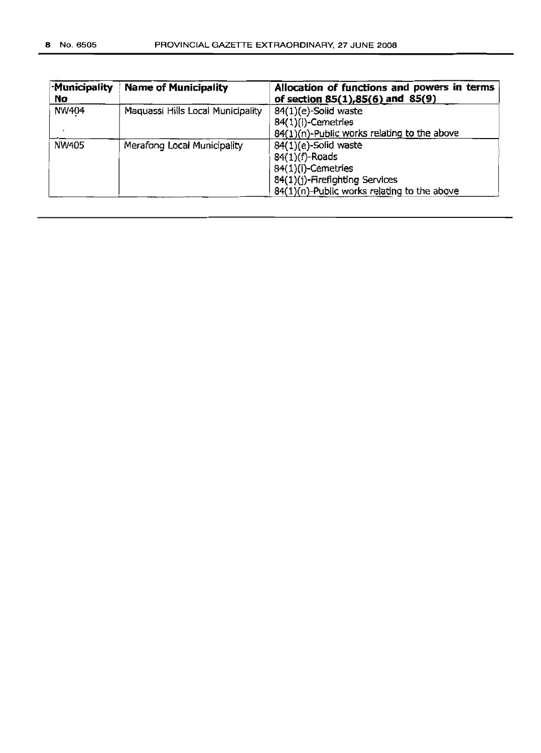| Municipality No | Name of Municipality | Allocation of functions and powers in terms of section 85(1),85(6) and 85(9) |
|---|---|---|
| NW404 | Maquassi Hills Local Municipality | 84(1)(e)-Solid waste<br>84(1)(i)-Cemetries<br>84(1)(n)-Public works relating to the above |
| NW405 | Merafong Local Municipality | 84(1)(e)-Solid waste<br>84(1)(f)-Roads<br>84(1)(i)-Cemetries<br>84(1)(j)-Firefighting Services<br>84(1)(n)-Public works relating to the above |